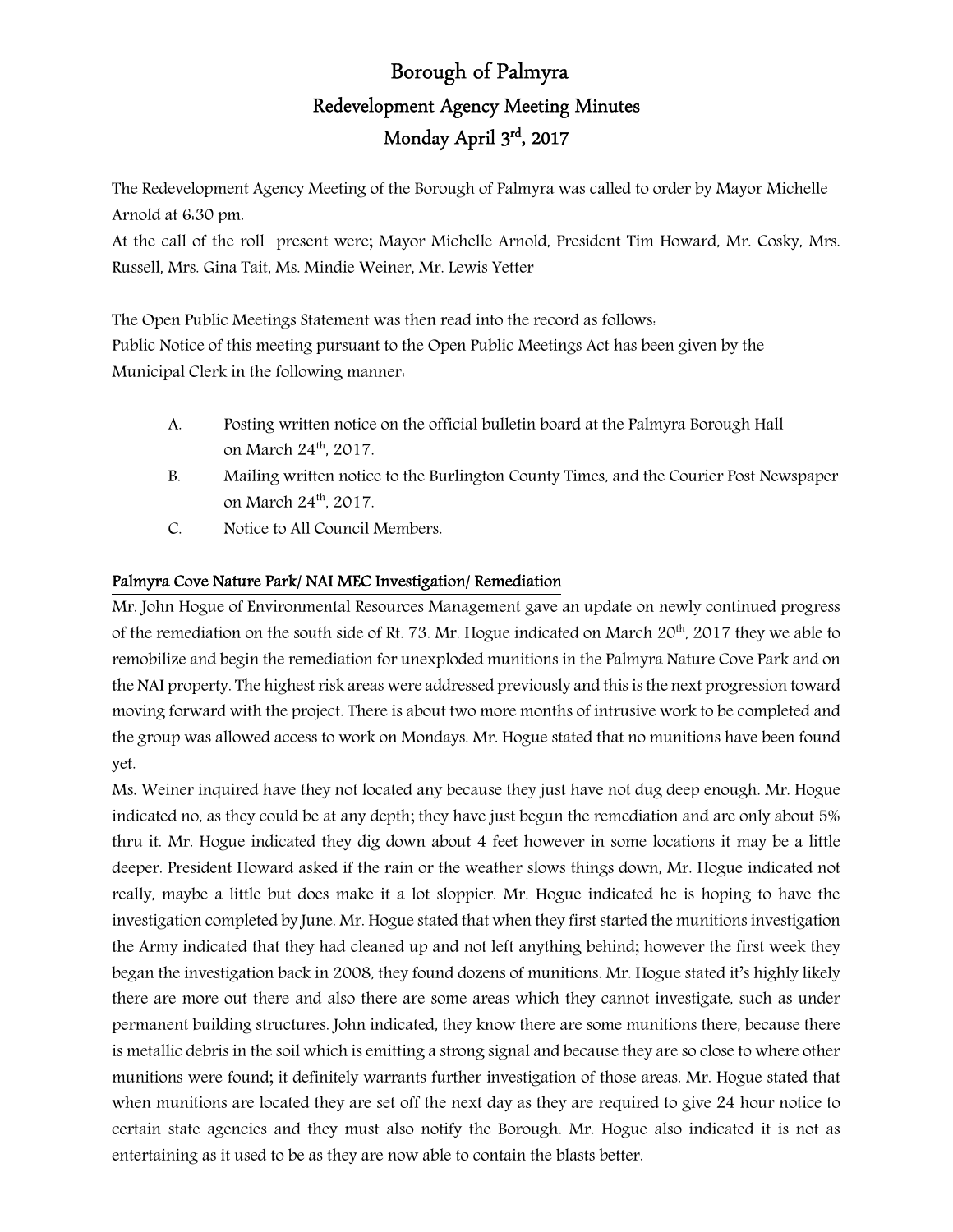# Borough of Palmyra

## Redevelopment Agency Meeting Minutes

## Monday April 3rd, 2017

The Redevelopment Agency Meeting of the Borough of Palmyra was called to order by Mayor Michelle Arnold at 6:30 pm.
At the call of the roll present were; Mayor Michelle Arnold, President Tim Howard, Mr. Cosky, Mrs. Russell, Mrs. Gina Tait, Ms. Mindie Weiner, Mr. Lewis Yetter

The Open Public Meetings Statement was then read into the record as follows:
Public Notice of this meeting pursuant to the Open Public Meetings Act has been given by the Municipal Clerk in the following manner:

A. Posting written notice on the official bulletin board at the Palmyra Borough Hall on March 24th, 2017.
B. Mailing written notice to the Burlington County Times, and the Courier Post Newspaper on March 24th, 2017.
C. Notice to All Council Members.

**Palmyra Cove Nature Park/ NAI MEC Investigation/ Remediation**

Mr. John Hogue of Environmental Resources Management gave an update on newly continued progress of the remediation on the south side of Rt. 73. Mr. Hogue indicated on March 20th, 2017 they we able to remobilize and begin the remediation for unexploded munitions in the Palmyra Nature Cove Park and on the NAI property. The highest risk areas were addressed previously and this is the next progression toward moving forward with the project. There is about two more months of intrusive work to be completed and the group was allowed access to work on Mondays. Mr. Hogue stated that no munitions have been found yet.

Ms. Weiner inquired have they not located any because they just have not dug deep enough. Mr. Hogue indicated no, as they could be at any depth; they have just begun the remediation and are only about 5% thru it. Mr. Hogue indicated they dig down about 4 feet however in some locations it may be a little deeper. President Howard asked if the rain or the weather slows things down, Mr. Hogue indicated not really, maybe a little but does make it a lot sloppier. Mr. Hogue indicated he is hoping to have the investigation completed by June. Mr. Hogue stated that when they first started the munitions investigation the Army indicated that they had cleaned up and not left anything behind; however the first week they began the investigation back in 2008, they found dozens of munitions. Mr. Hogue stated it's highly likely there are more out there and also there are some areas which they cannot investigate, such as under permanent building structures. John indicated, they know there are some munitions there, because there is metallic debris in the soil which is emitting a strong signal and because they are so close to where other munitions were found; it definitely warrants further investigation of those areas. Mr. Hogue stated that when munitions are located they are set off the next day as they are required to give 24 hour notice to certain state agencies and they must also notify the Borough. Mr. Hogue also indicated it is not as entertaining as it used to be as they are now able to contain the blasts better.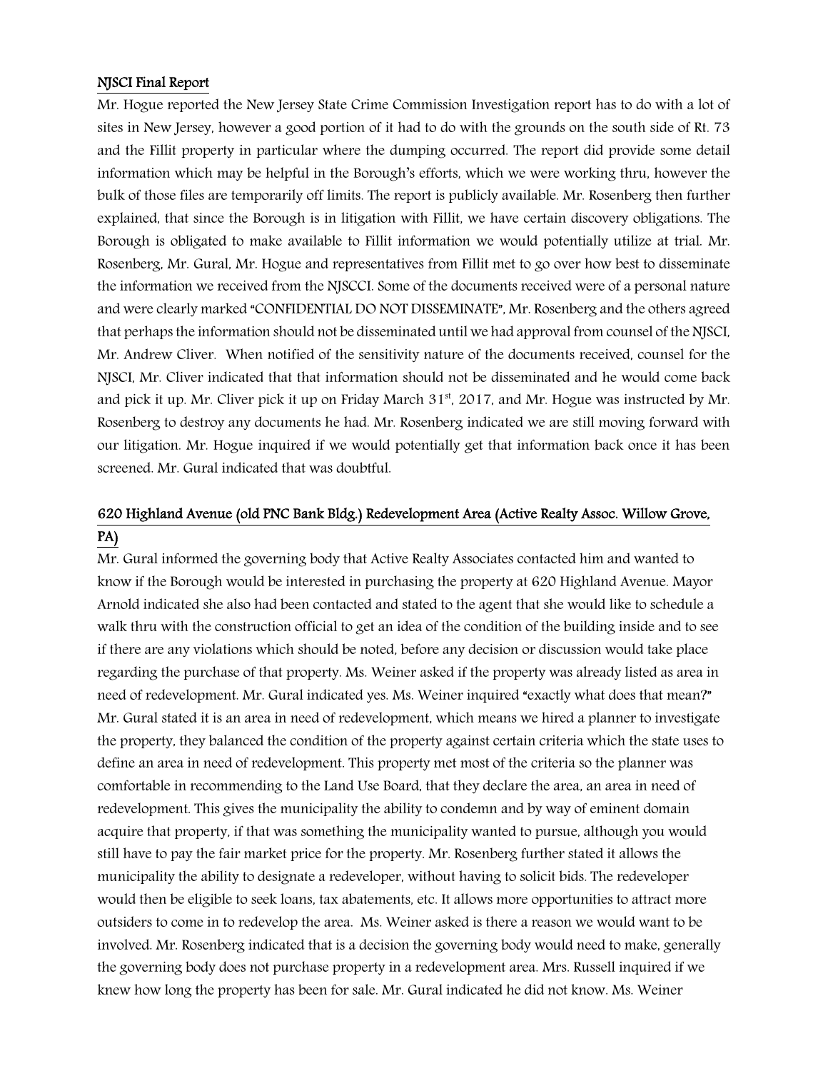## NJSCI Final Report

Mr. Hogue reported the New Jersey State Crime Commission Investigation report has to do with a lot of sites in New Jersey, however a good portion of it had to do with the grounds on the south side of Rt. 73 and the Fillit property in particular where the dumping occurred. The report did provide some detail information which may be helpful in the Borough's efforts, which we were working thru, however the bulk of those files are temporarily off limits. The report is publicly available. Mr. Rosenberg then further explained, that since the Borough is in litigation with Fillit, we have certain discovery obligations. The Borough is obligated to make available to Fillit information we would potentially utilize at trial. Mr. Rosenberg, Mr. Gural, Mr. Hogue and representatives from Fillit met to go over how best to disseminate the information we received from the NJSCCI. Some of the documents received were of a personal nature and were clearly marked "CONFIDENTIAL DO NOT DISSEMINATE", Mr. Rosenberg and the others agreed that perhaps the information should not be disseminated until we had approval from counsel of the NJSCI, Mr. Andrew Cliver. When notified of the sensitivity nature of the documents received, counsel for the NJSCI, Mr. Cliver indicated that that information should not be disseminated and he would come back and pick it up. Mr. Cliver pick it up on Friday March 31st, 2017, and Mr. Hogue was instructed by Mr. Rosenberg to destroy any documents he had. Mr. Rosenberg indicated we are still moving forward with our litigation. Mr. Hogue inquired if we would potentially get that information back once it has been screened. Mr. Gural indicated that was doubtful.

## 620 Highland Avenue (old PNC Bank Bldg.) Redevelopment Area (Active Realty Assoc. Willow Grove, PA)

Mr. Gural informed the governing body that Active Realty Associates contacted him and wanted to know if the Borough would be interested in purchasing the property at 620 Highland Avenue. Mayor Arnold indicated she also had been contacted and stated to the agent that she would like to schedule a walk thru with the construction official to get an idea of the condition of the building inside and to see if there are any violations which should be noted, before any decision or discussion would take place regarding the purchase of that property. Ms. Weiner asked if the property was already listed as area in need of redevelopment. Mr. Gural indicated yes. Ms. Weiner inquired "exactly what does that mean?" Mr. Gural stated it is an area in need of redevelopment, which means we hired a planner to investigate the property, they balanced the condition of the property against certain criteria which the state uses to define an area in need of redevelopment. This property met most of the criteria so the planner was comfortable in recommending to the Land Use Board, that they declare the area, an area in need of redevelopment. This gives the municipality the ability to condemn and by way of eminent domain acquire that property, if that was something the municipality wanted to pursue, although you would still have to pay the fair market price for the property. Mr. Rosenberg further stated it allows the municipality the ability to designate a redeveloper, without having to solicit bids. The redeveloper would then be eligible to seek loans, tax abatements, etc. It allows more opportunities to attract more outsiders to come in to redevelop the area. Ms. Weiner asked is there a reason we would want to be involved. Mr. Rosenberg indicated that is a decision the governing body would need to make, generally the governing body does not purchase property in a redevelopment area. Mrs. Russell inquired if we knew how long the property has been for sale. Mr. Gural indicated he did not know. Ms. Weiner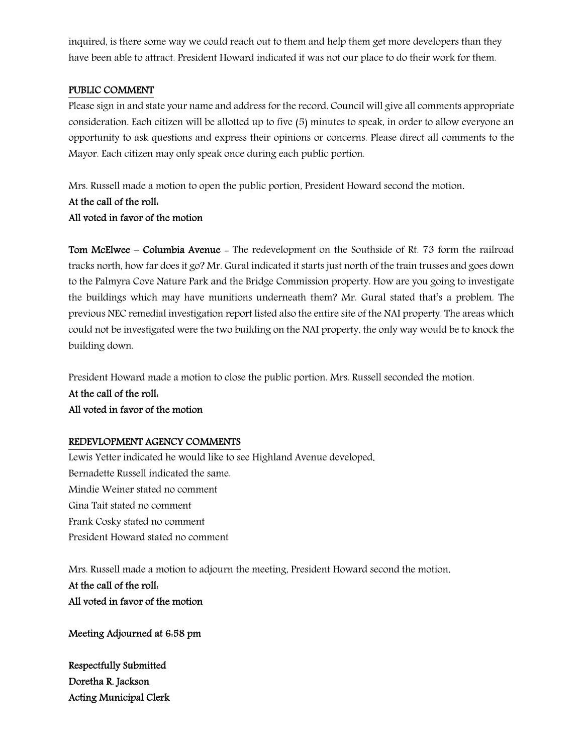inquired, is there some way we could reach out to them and help them get more developers than they have been able to attract. President Howard indicated it was not our place to do their work for them.

## PUBLIC COMMENT

Please sign in and state your name and address for the record. Council will give all comments appropriate consideration. Each citizen will be allotted up to five (5) minutes to speak, in order to allow everyone an opportunity to ask questions and express their opinions or concerns. Please direct all comments to the Mayor. Each citizen may only speak once during each public portion.

Mrs. Russell made a motion to open the public portion, President Howard second the motion.

**At the call of the roll:**
**All voted in favor of the motion**

**Tom McElwee – Columbia Avenue** - The redevelopment on the Southside of Rt. 73 form the railroad tracks north, how far does it go? Mr. Gural indicated it starts just north of the train trusses and goes down to the Palmyra Cove Nature Park and the Bridge Commission property. How are you going to investigate the buildings which may have munitions underneath them? Mr. Gural stated that's a problem. The previous NEC remedial investigation report listed also the entire site of the NAI property. The areas which could not be investigated were the two building on the NAI property, the only way would be to knock the building down.

President Howard made a motion to close the public portion. Mrs. Russell seconded the motion.

**At the call of the roll:**
**All voted in favor of the motion**

## REDEVLOPMENT AGENCY COMMENTS

Lewis Yetter indicated he would like to see Highland Avenue developed.
Bernadette Russell indicated the same.
Mindie Weiner stated no comment
Gina Tait stated no comment
Frank Cosky stated no comment
President Howard stated no comment

Mrs. Russell made a motion to adjourn the meeting, President Howard second the motion.

**At the call of the roll:**
**All voted in favor of the motion**

**Meeting Adjourned at 6:58 pm**

**Respectfully Submitted**
**Doretha R. Jackson**
**Acting Municipal Clerk**